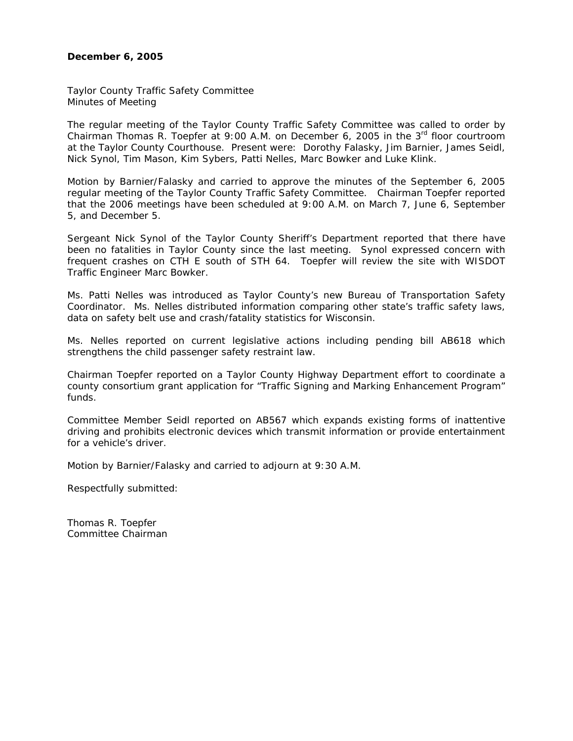**December 6, 2005**

Taylor County Traffic Safety Committee
Minutes of Meeting

The regular meeting of the Taylor County Traffic Safety Committee was called to order by Chairman Thomas R. Toepfer at 9:00 A.M. on December 6, 2005 in the 3rd floor courtroom at the Taylor County Courthouse. Present were: Dorothy Falasky, Jim Barnier, James Seidl, Nick Synol, Tim Mason, Kim Sybers, Patti Nelles, Marc Bowker and Luke Klink.

Motion by Barnier/Falasky and carried to approve the minutes of the September 6, 2005 regular meeting of the Taylor County Traffic Safety Committee. Chairman Toepfer reported that the 2006 meetings have been scheduled at 9:00 A.M. on March 7, June 6, September 5, and December 5.

Sergeant Nick Synol of the Taylor County Sheriff's Department reported that there have been no fatalities in Taylor County since the last meeting. Synol expressed concern with frequent crashes on CTH E south of STH 64. Toepfer will review the site with WISDOT Traffic Engineer Marc Bowker.

Ms. Patti Nelles was introduced as Taylor County's new Bureau of Transportation Safety Coordinator. Ms. Nelles distributed information comparing other state's traffic safety laws, data on safety belt use and crash/fatality statistics for Wisconsin.

Ms. Nelles reported on current legislative actions including pending bill AB618 which strengthens the child passenger safety restraint law.

Chairman Toepfer reported on a Taylor County Highway Department effort to coordinate a county consortium grant application for "Traffic Signing and Marking Enhancement Program" funds.

Committee Member Seidl reported on AB567 which expands existing forms of inattentive driving and prohibits electronic devices which transmit information or provide entertainment for a vehicle's driver.

Motion by Barnier/Falasky and carried to adjourn at 9:30 A.M.

Respectfully submitted:

Thomas R. Toepfer
Committee Chairman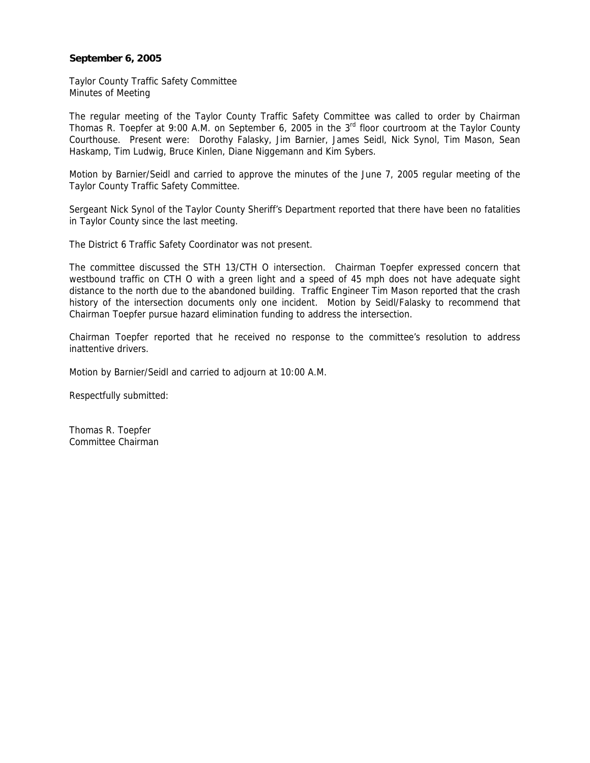**September 6, 2005**

Taylor County Traffic Safety Committee
Minutes of Meeting

The regular meeting of the Taylor County Traffic Safety Committee was called to order by Chairman Thomas R. Toepfer at 9:00 A.M. on September 6, 2005 in the 3rd floor courtroom at the Taylor County Courthouse. Present were: Dorothy Falasky, Jim Barnier, James Seidl, Nick Synol, Tim Mason, Sean Haskamp, Tim Ludwig, Bruce Kinlen, Diane Niggemann and Kim Sybers.

Motion by Barnier/Seidl and carried to approve the minutes of the June 7, 2005 regular meeting of the Taylor County Traffic Safety Committee.

Sergeant Nick Synol of the Taylor County Sheriff's Department reported that there have been no fatalities in Taylor County since the last meeting.

The District 6 Traffic Safety Coordinator was not present.

The committee discussed the STH 13/CTH O intersection. Chairman Toepfer expressed concern that westbound traffic on CTH O with a green light and a speed of 45 mph does not have adequate sight distance to the north due to the abandoned building. Traffic Engineer Tim Mason reported that the crash history of the intersection documents only one incident. Motion by Seidl/Falasky to recommend that Chairman Toepfer pursue hazard elimination funding to address the intersection.

Chairman Toepfer reported that he received no response to the committee's resolution to address inattentive drivers.

Motion by Barnier/Seidl and carried to adjourn at 10:00 A.M.

Respectfully submitted:

Thomas R. Toepfer
Committee Chairman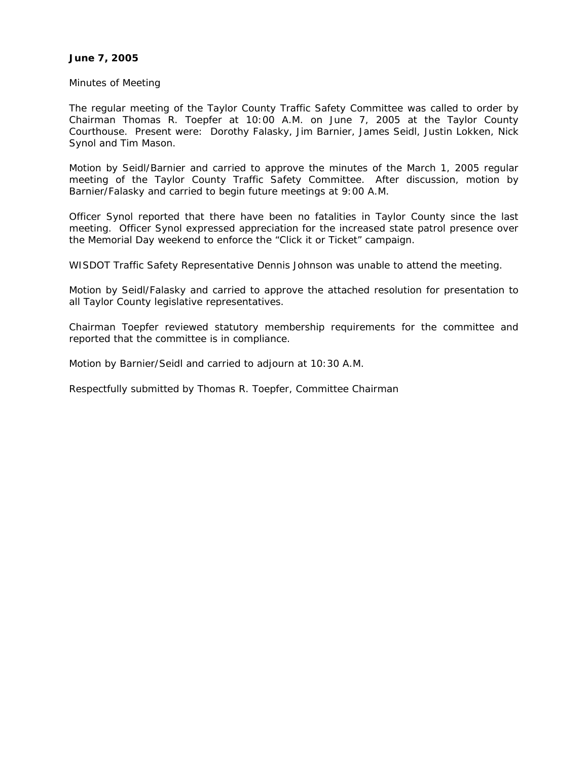**June 7, 2005**

Minutes of Meeting

The regular meeting of the Taylor County Traffic Safety Committee was called to order by Chairman Thomas R. Toepfer at 10:00 A.M. on June 7, 2005 at the Taylor County Courthouse. Present were: Dorothy Falasky, Jim Barnier, James Seidl, Justin Lokken, Nick Synol and Tim Mason.

Motion by Seidl/Barnier and carried to approve the minutes of the March 1, 2005 regular meeting of the Taylor County Traffic Safety Committee. After discussion, motion by Barnier/Falasky and carried to begin future meetings at 9:00 A.M.

Officer Synol reported that there have been no fatalities in Taylor County since the last meeting. Officer Synol expressed appreciation for the increased state patrol presence over the Memorial Day weekend to enforce the "Click it or Ticket" campaign.

WISDOT Traffic Safety Representative Dennis Johnson was unable to attend the meeting.

Motion by Seidl/Falasky and carried to approve the attached resolution for presentation to all Taylor County legislative representatives.

Chairman Toepfer reviewed statutory membership requirements for the committee and reported that the committee is in compliance.

Motion by Barnier/Seidl and carried to adjourn at 10:30 A.M.

Respectfully submitted by Thomas R. Toepfer, Committee Chairman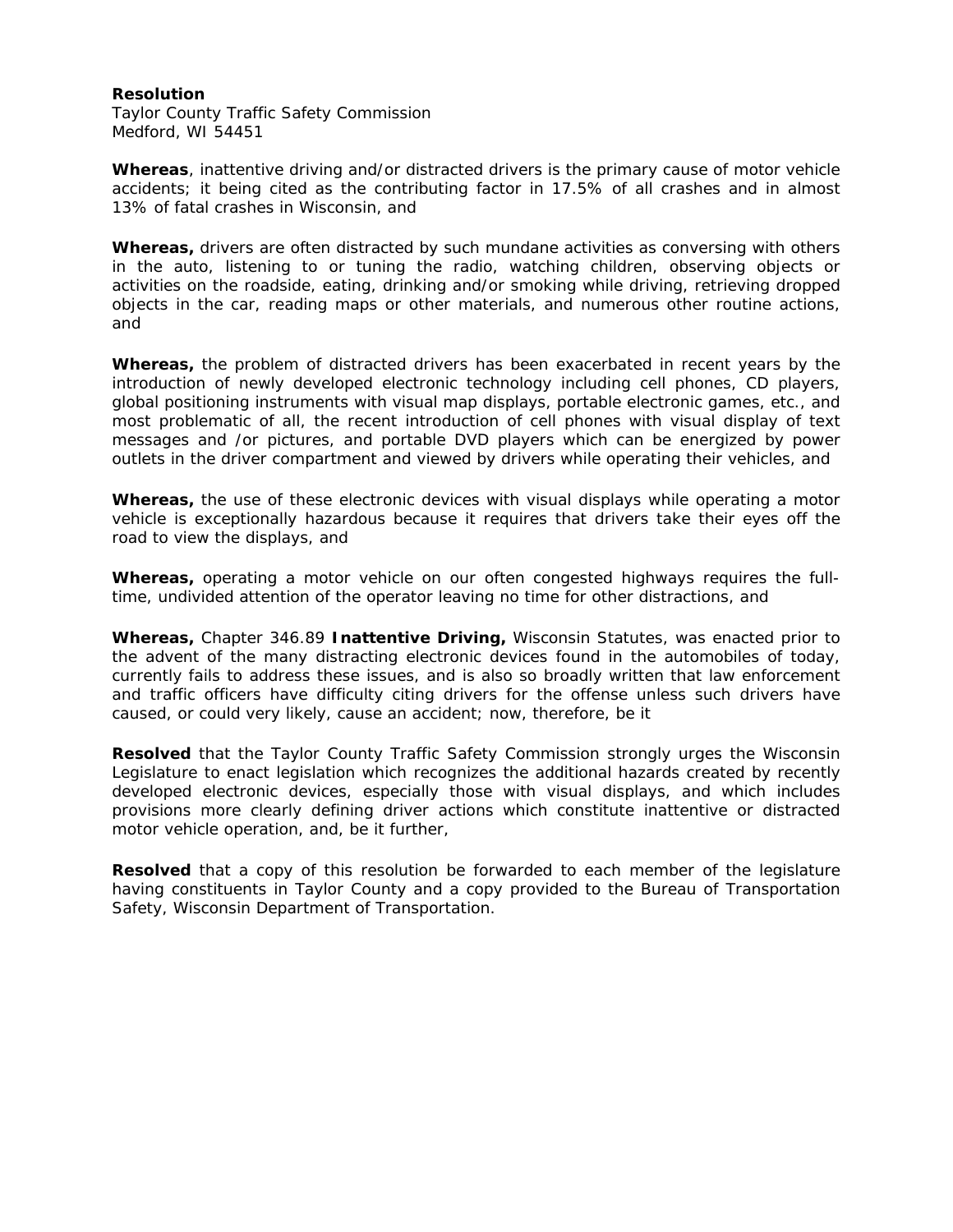**Resolution**
Taylor County Traffic Safety Commission
Medford, WI 54451

**Whereas**, inattentive driving and/or distracted drivers is the primary cause of motor vehicle accidents; it being cited as the contributing factor in 17.5% of all crashes and in almost 13% of fatal crashes in Wisconsin, and

**Whereas,** drivers are often distracted by such mundane activities as conversing with others in the auto, listening to or tuning the radio, watching children, observing objects or activities on the roadside, eating, drinking and/or smoking while driving, retrieving dropped objects in the car, reading maps or other materials, and numerous other routine actions, and

**Whereas,** the problem of distracted drivers has been exacerbated in recent years by the introduction of newly developed electronic technology including cell phones, CD players, global positioning instruments with visual map displays, portable electronic games, etc., and most problematic of all, the recent introduction of cell phones with visual display of text messages and /or pictures, and portable DVD players which can be energized by power outlets in the driver compartment and viewed by drivers while operating their vehicles, and

**Whereas,** the use of these electronic devices with visual displays while operating a motor vehicle is exceptionally hazardous because it requires that drivers take their eyes off the road to view the displays, and

**Whereas,** operating a motor vehicle on our often congested highways requires the full-time, undivided attention of the operator leaving no time for other distractions, and

**Whereas,** Chapter 346.89 **Inattentive Driving,** Wisconsin Statutes, was enacted prior to the advent of the many distracting electronic devices found in the automobiles of today, currently fails to address these issues, and is also so broadly written that law enforcement and traffic officers have difficulty citing drivers for the offense unless such drivers have caused, or could very likely, cause an accident; now, therefore, be it

**Resolved** that the Taylor County Traffic Safety Commission strongly urges the Wisconsin Legislature to enact legislation which recognizes the additional hazards created by recently developed electronic devices, especially those with visual displays, and which includes provisions more clearly defining driver actions which constitute inattentive or distracted motor vehicle operation, and, be it further,

**Resolved** that a copy of this resolution be forwarded to each member of the legislature having constituents in Taylor County and a copy provided to the Bureau of Transportation Safety, Wisconsin Department of Transportation.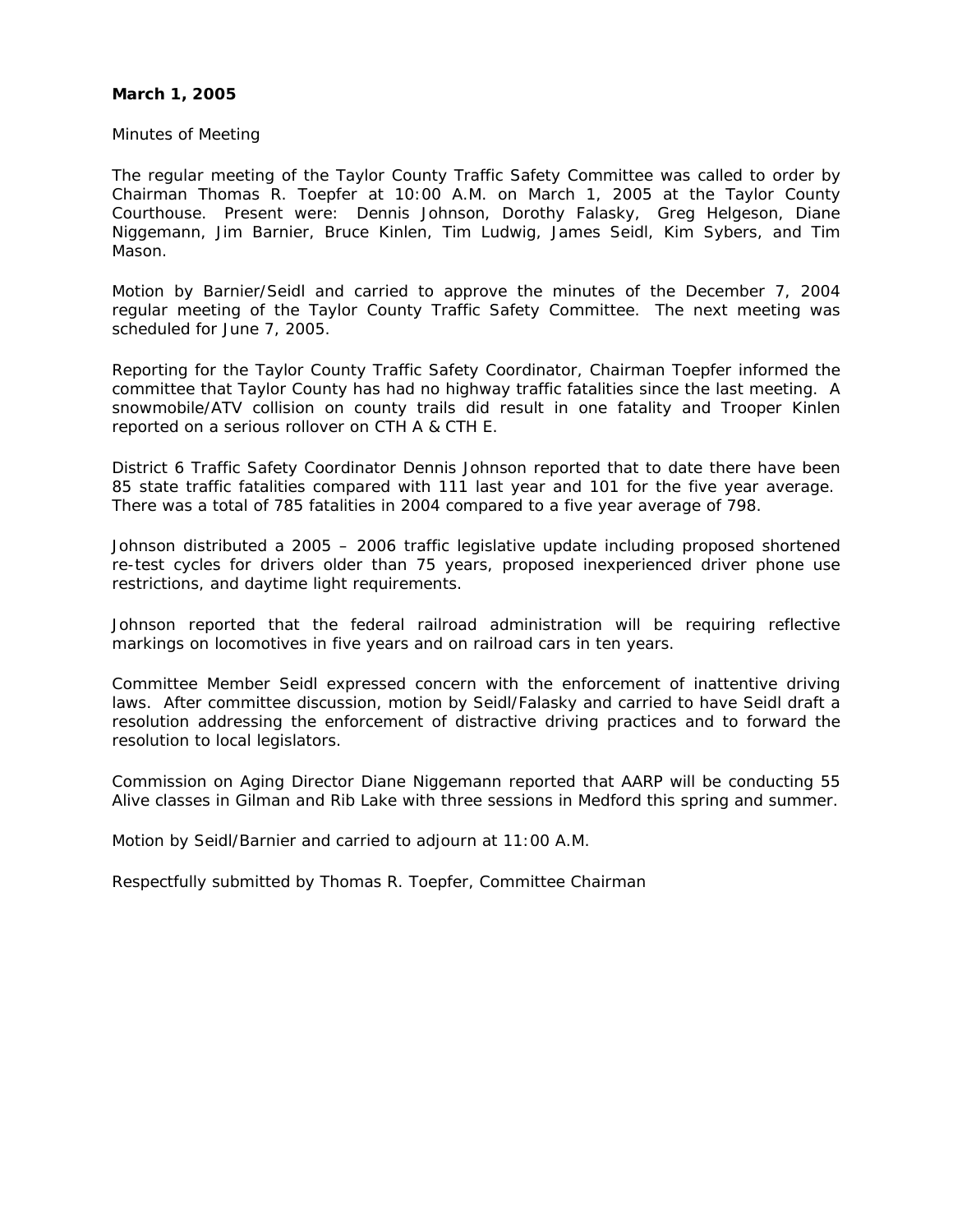**March 1, 2005**

Minutes of Meeting

The regular meeting of the Taylor County Traffic Safety Committee was called to order by Chairman Thomas R. Toepfer at 10:00 A.M. on March 1, 2005 at the Taylor County Courthouse. Present were: Dennis Johnson, Dorothy Falasky, Greg Helgeson, Diane Niggemann, Jim Barnier, Bruce Kinlen, Tim Ludwig, James Seidl, Kim Sybers, and Tim Mason.

Motion by Barnier/Seidl and carried to approve the minutes of the December 7, 2004 regular meeting of the Taylor County Traffic Safety Committee. The next meeting was scheduled for June 7, 2005.

Reporting for the Taylor County Traffic Safety Coordinator, Chairman Toepfer informed the committee that Taylor County has had no highway traffic fatalities since the last meeting. A snowmobile/ATV collision on county trails did result in one fatality and Trooper Kinlen reported on a serious rollover on CTH A & CTH E.

District 6 Traffic Safety Coordinator Dennis Johnson reported that to date there have been 85 state traffic fatalities compared with 111 last year and 101 for the five year average. There was a total of 785 fatalities in 2004 compared to a five year average of 798.

Johnson distributed a 2005 – 2006 traffic legislative update including proposed shortened re-test cycles for drivers older than 75 years, proposed inexperienced driver phone use restrictions, and daytime light requirements.

Johnson reported that the federal railroad administration will be requiring reflective markings on locomotives in five years and on railroad cars in ten years.

Committee Member Seidl expressed concern with the enforcement of inattentive driving laws. After committee discussion, motion by Seidl/Falasky and carried to have Seidl draft a resolution addressing the enforcement of distractive driving practices and to forward the resolution to local legislators.

Commission on Aging Director Diane Niggemann reported that AARP will be conducting 55 Alive classes in Gilman and Rib Lake with three sessions in Medford this spring and summer.

Motion by Seidl/Barnier and carried to adjourn at 11:00 A.M.

Respectfully submitted by Thomas R. Toepfer, Committee Chairman